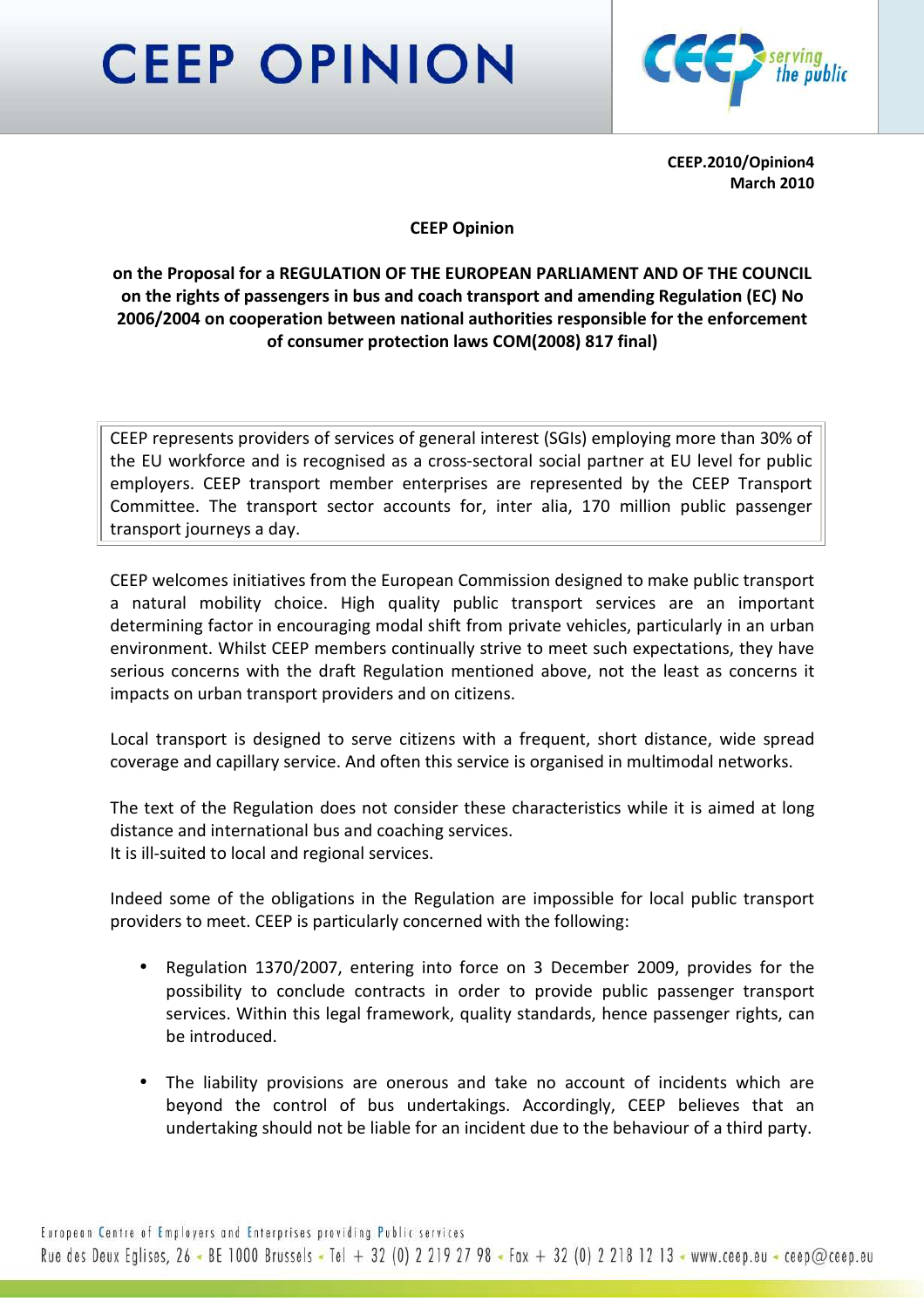# CEEP OPINION

**CEEP.2010/Opinion4**
**March 2010**

**CEEP Opinion**

**on the Proposal for a REGULATION OF THE EUROPEAN PARLIAMENT AND OF THE COUNCIL on the rights of passengers in bus and coach transport and amending Regulation (EC) No 2006/2004 on cooperation between national authorities responsible for the enforcement of consumer protection laws COM(2008) 817 final)**

> CEEP represents providers of services of general interest (SGIs) employing more than 30% of the EU workforce and is recognised as a cross-sectoral social partner at EU level for public employers. CEEP transport member enterprises are represented by the CEEP Transport Committee. The transport sector accounts for, inter alia, 170 million public passenger transport journeys a day.

CEEP welcomes initiatives from the European Commission designed to make public transport a natural mobility choice. High quality public transport services are an important determining factor in encouraging modal shift from private vehicles, particularly in an urban environment. Whilst CEEP members continually strive to meet such expectations, they have serious concerns with the draft Regulation mentioned above, not the least as concerns it impacts on urban transport providers and on citizens.

Local transport is designed to serve citizens with a frequent, short distance, wide spread coverage and capillary service. And often this service is organised in multimodal networks.

The text of the Regulation does not consider these characteristics while it is aimed at long distance and international bus and coaching services.
It is ill-suited to local and regional services.

Indeed some of the obligations in the Regulation are impossible for local public transport providers to meet. CEEP is particularly concerned with the following:

- Regulation 1370/2007, entering into force on 3 December 2009, provides for the possibility to conclude contracts in order to provide public passenger transport services. Within this legal framework, quality standards, hence passenger rights, can be introduced.

- The liability provisions are onerous and take no account of incidents which are beyond the control of bus undertakings. Accordingly, CEEP believes that an undertaking should not be liable for an incident due to the behaviour of a third party.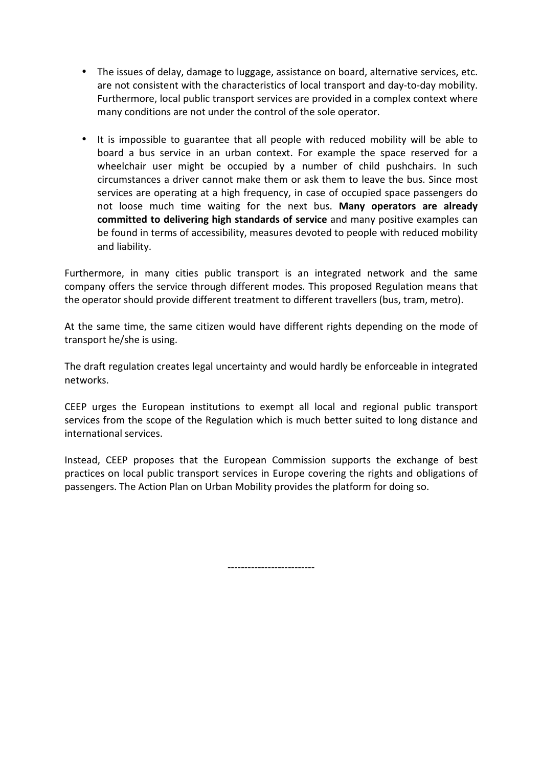- The issues of delay, damage to luggage, assistance on board, alternative services, etc. are not consistent with the characteristics of local transport and day-to-day mobility. Furthermore, local public transport services are provided in a complex context where many conditions are not under the control of the sole operator.

- It is impossible to guarantee that all people with reduced mobility will be able to board a bus service in an urban context. For example the space reserved for a wheelchair user might be occupied by a number of child pushchairs. In such circumstances a driver cannot make them or ask them to leave the bus. Since most services are operating at a high frequency, in case of occupied space passengers do not loose much time waiting for the next bus. **Many operators are already committed to delivering high standards of service** and many positive examples can be found in terms of accessibility, measures devoted to people with reduced mobility and liability.

Furthermore, in many cities public transport is an integrated network and the same company offers the service through different modes. This proposed Regulation means that the operator should provide different treatment to different travellers (bus, tram, metro).

At the same time, the same citizen would have different rights depending on the mode of transport he/she is using.

The draft regulation creates legal uncertainty and would hardly be enforceable in integrated networks.

CEEP urges the European institutions to exempt all local and regional public transport services from the scope of the Regulation which is much better suited to long distance and international services.

Instead, CEEP proposes that the European Commission supports the exchange of best practices on local public transport services in Europe covering the rights and obligations of passengers. The Action Plan on Urban Mobility provides the platform for doing so.

--------------------------